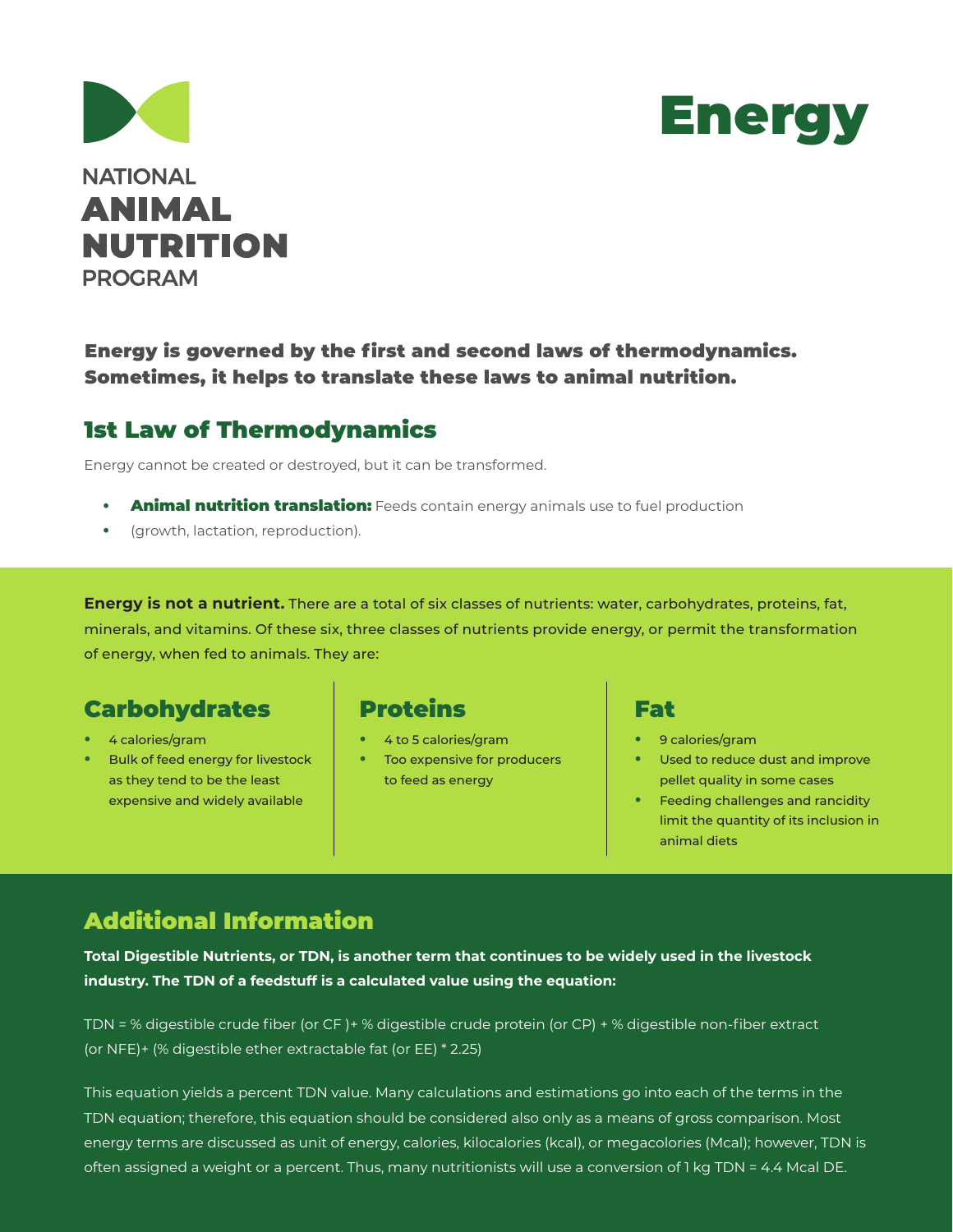NATIONAL
**ANIMAL**
**NUTRITION**
PROGRAM

# Energy

**Energy is governed by the first and second laws of thermodynamics. Sometimes, it helps to translate these laws to animal nutrition.**

## 1st Law of Thermodynamics

Energy cannot be created or destroyed, but it can be transformed.

- **Animal nutrition translation:** Feeds contain energy animals use to fuel production
- (growth, lactation, reproduction).

**Energy is not a nutrient.** There are a total of six classes of nutrients: water, carbohydrates, proteins, fat, minerals, and vitamins. Of these six, three classes of nutrients provide energy, or permit the transformation of energy, when fed to animals. They are:

### Carbohydrates

- 4 calories/gram
- Bulk of feed energy for livestock as they tend to be the least expensive and widely available

### Proteins

- 4 to 5 calories/gram
- Too expensive for producers to feed as energy

### Fat

- 9 calories/gram
- Used to reduce dust and improve pellet quality in some cases
- Feeding challenges and rancidity limit the quantity of its inclusion in animal diets

## Additional Information

**Total Digestible Nutrients, or TDN, is another term that continues to be widely used in the livestock industry. The TDN of a feedstuff is a calculated value using the equation:**

TDN = % digestible crude fiber (or CF )+ % digestible crude protein (or CP) + % digestible non-fiber extract (or NFE)+ (% digestible ether extractable fat (or EE) * 2.25)

This equation yields a percent TDN value. Many calculations and estimations go into each of the terms in the TDN equation; therefore, this equation should be considered also only as a means of gross comparison. Most energy terms are discussed as unit of energy, calories, kilocalories (kcal), or megacolories (Mcal); however, TDN is often assigned a weight or a percent. Thus, many nutritionists will use a conversion of 1 kg TDN = 4.4 Mcal DE.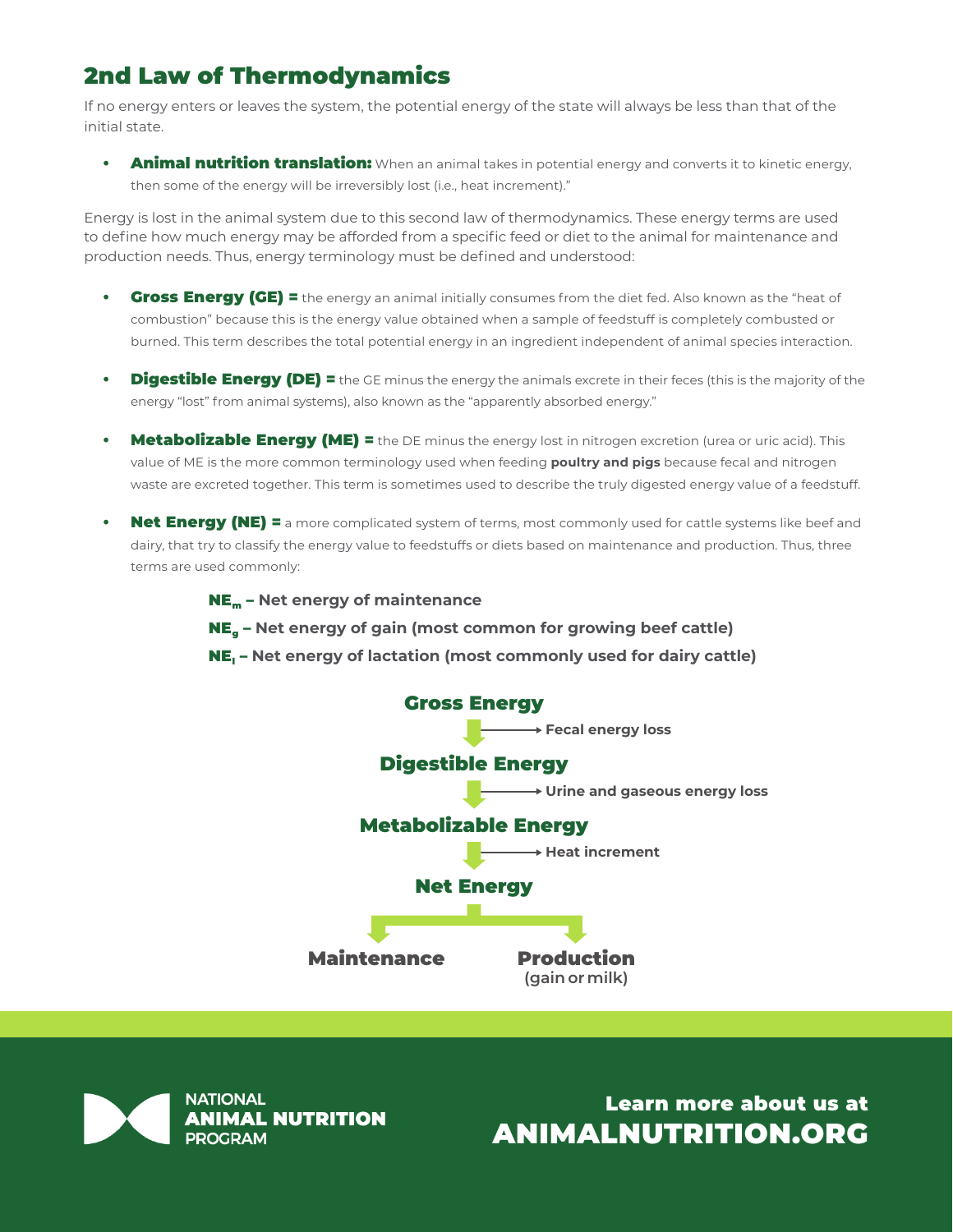## 2nd Law of Thermodynamics

If no energy enters or leaves the system, the potential energy of the state will always be less than that of the initial state.

- **Animal nutrition translation:** When an animal takes in potential energy and converts it to kinetic energy, then some of the energy will be irreversibly lost (i.e., heat increment)."

Energy is lost in the animal system due to this second law of thermodynamics. These energy terms are used to define how much energy may be afforded from a specific feed or diet to the animal for maintenance and production needs. Thus, energy terminology must be defined and understood:

- **Gross Energy (GE) =** the energy an animal initially consumes from the diet fed. Also known as the "heat of combustion" because this is the energy value obtained when a sample of feedstuff is completely combusted or burned. This term describes the total potential energy in an ingredient independent of animal species interaction.
- **Digestible Energy (DE) =** the GE minus the energy the animals excrete in their feces (this is the majority of the energy "lost" from animal systems), also known as the "apparently absorbed energy."
- **Metabolizable Energy (ME) =** the DE minus the energy lost in nitrogen excretion (urea or uric acid). This value of ME is the more common terminology used when feeding **poultry and pigs** because fecal and nitrogen waste are excreted together. This term is sometimes used to describe the truly digested energy value of a feedstuff.
- **Net Energy (NE) =** a more complicated system of terms, most commonly used for cattle systems like beef and dairy, that try to classify the energy value to feedstuffs or diets based on maintenance and production. Thus, three terms are used commonly:

  **$NE_m$ – Net energy of maintenance**

  **$NE_g$ – Net energy of gain (most common for growing beef cattle)**

  **$NE_l$ – Net energy of lactation (most commonly used for dairy cattle)**

Gross Energy
Fecal energy loss
Digestible Energy
Urine and gaseous energy loss
Metabolizable Energy
Heat increment
Net Energy
Maintenance
Production
(gain or milk)

NATIONAL ANIMAL NUTRITION PROGRAM

Learn more about us at
ANIMALNUTRITION.ORG